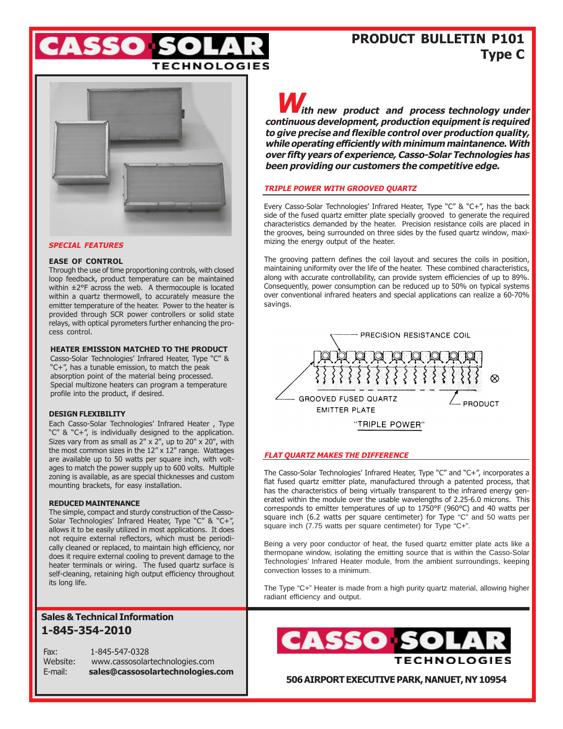# CASSO SOLAR TECHNOLOGIES

## PRODUCT BULLETIN P101
## Type C

***With new product and process technology under continuous development, production equipment is required to give precise and flexible control over production quality, while operating efficiently with minimum maintanence. With over fifty years of experience, Casso-Solar Technologies has been providing our customers the competitive edge.***

### *TRIPLE POWER WITH GROOVED QUARTZ*

Every Casso-Solar Technologies' Infrared Heater, Type "C" & "C+", has the back side of the fused quartz emitter plate specially grooved to generate the required characteristics demanded by the heater. Precision resistance coils are placed in the grooves, being surrounded on three sides by the fused quartz window, maximizing the energy output of the heater.

The grooving pattern defines the coil layout and secures the coils in position, maintaining uniformity over the life of the heater. These combined characteristics, along with accurate controllability, can provide system efficiencies of up to 89%. Consequently, power consumption can be reduced up to 50% on typical systems over conventional infrared heaters and special applications can realize a 60-70% savings.

PRECISION RESISTANCE COIL

GROOVED FUSED QUARTZ EMITTER PLATE

PRODUCT

"TRIPLE POWER"

### *FLAT QUARTZ MAKES THE DIFFERENCE*

The Casso-Solar Technologies' Infrared Heater, Type "C" and "C+", incorporates a flat fused quartz emitter plate, manufactured through a patented process, that has the characteristics of being virtually transparent to the infrared energy generated within the module over the usable wavelengths of 2.25-6.0 microns. This corresponds to emitter temperatures of up to 1750°F (960°C) and 40 watts per square inch (6.2 watts per square centimeter) for Type "C" and 50 watts per square inch (7.75 watts per square centimeter) for Type "C+".

Being a very poor conductor of heat, the fused quartz emitter plate acts like a thermopane window, isolating the emitting source that is within the Casso-Solar Technologies' Infrared Heater module, from the ambient surroundings, keeping convection losses to a minimum.

The Type "C+" Heater is made from a high purity quartz material, allowing higher radiant efficiency and output.

### *SPECIAL FEATURES*

**EASE OF CONTROL**

Through the use of time proportioning controls, with closed loop feedback, product temperature can be maintained within ±2°F across the web. A thermocouple is located within a quartz thermowell, to accurately measure the emitter temperature of the heater. Power to the heater is provided through SCR power controllers or solid state relays, with optical pyrometers further enhancing the process control.

**HEATER EMISSION MATCHED TO THE PRODUCT**

Casso-Solar Technologies' Infrared Heater, Type "C" & "C+", has a tunable emission, to match the peak absorption point of the material being processed. Special multizone heaters can program a temperature profile into the product, if desired.

**DESIGN FLEXIBILITY**

Each Casso-Solar Technologies' Infrared Heater , Type "C" & "C+", is individually designed to the application. Sizes vary from as small as 2" x 2", up to 20" x 20", with the most common sizes in the 12" x 12" range. Wattages are available up to 50 watts per square inch, with voltages to match the power supply up to 600 volts. Multiple zoning is available, as are special thicknesses and custom mounting brackets, for easy installation.

**REDUCED MAINTENANCE**

The simple, compact and sturdy construction of the Casso-Solar Technologies' Infrared Heater, Type "C" & "C+", allows it to be easily utilized in most applications. It does not require external reflectors, which must be periodically cleaned or replaced, to maintain high efficiency, nor does it require external cooling to prevent damage to the heater terminals or wiring. The fused quartz surface is self-cleaning, retaining high output efficiency throughout its long life.

**Sales & Technical Information**
**1-845-354-2010**

Fax: 1-845-547-0328
Website: www.cassosolartechnologies.com
E-mail: **sales@cassosolartechnologies.com**

CASSO SOLAR TECHNOLOGIES

**506 AIRPORT EXECUTIVE PARK, NANUET, NY 10954**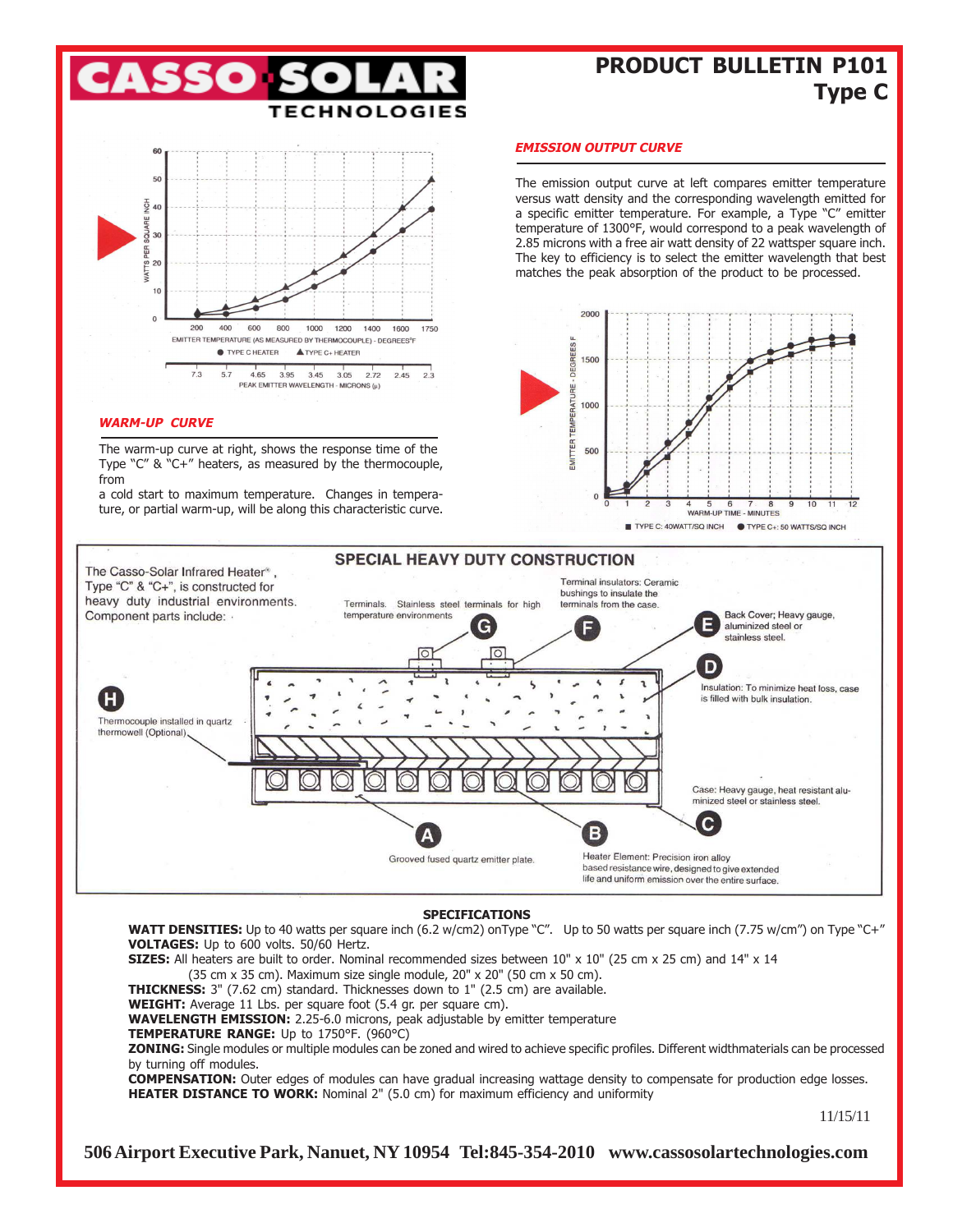# CASSO SOLAR TECHNOLOGIES

# PRODUCT BULLETIN P101
## Type C

60
50
40
30
20
10
0
WATTS PER SQUARE INCH
200 400 600 800 1000 1200 1400 1600 1750
EMITTER TEMPERATURE (AS MEASURED BY THERMOCOUPLE) - DEGREES°F
● TYPE C HEATER ▲TYPE C+ HEATER
7.3 5.7 4.65 3.95 3.45 3.05 2.72 2.45 2.3
PEAK EMITTER WAVELENGTH - MICRONS (μ)

### *EMISSION OUTPUT CURVE*

The emission output curve at left compares emitter temperature versus watt density and the corresponding wavelength emitted for a specific emitter temperature. For example, a Type "C" emitter temperature of 1300°F, would correspond to a peak wavelength of 2.85 microns with a free air watt density of 22 wattsper square inch. The key to efficiency is to select the emitter wavelength that best matches the peak absorption of the product to be processed.

### *WARM-UP CURVE*

The warm-up curve at right, shows the response time of the Type "C" & "C+" heaters, as measured by the thermocouple, from
a cold start to maximum temperature. Changes in temperature, or partial warm-up, will be along this characteristic curve.

2000
1500
1000
500
0
EMITTER TEMPERATURE - DEGREES F
0 1 2 3 4 5 6 7 8 9 10 11 12
WARM-UP TIME - MINUTES
■ TYPE C: 40WATT/SQ INCH ● TYPE C+: 50 WATTS/SQ INCH

## SPECIAL HEAVY DUTY CONSTRUCTION

The Casso-Solar Infrared Heater®, Type "C" & "C+", is constructed for heavy duty industrial environments. Component parts include:

- **A** Grooved fused quartz emitter plate.
- **B** Heater Element: Precision iron alloy based resistance wire, designed to give extended life and uniform emission over the entire surface.
- **C** Case: Heavy gauge, heat resistant aluminized steel or stainless steel.
- **D** Insulation: To minimize heat loss, case is filled with bulk insulation.
- **E** Back Cover; Heavy gauge, aluminized steel or stainless steel.
- **F** Terminal insulators: Ceramic bushings to insulate the terminals from the case.
- **G** Terminals. Stainless steel terminals for high temperature environments
- **H** Thermocouple installed in quartz thermowell (Optional).

### SPECIFICATIONS

**WATT DENSITIES:** Up to 40 watts per square inch (6.2 w/cm2) onType "C". Up to 50 watts per square inch (7.75 w/cm") on Type "C+"
**VOLTAGES:** Up to 600 volts. 50/60 Hertz.
**SIZES:** All heaters are built to order. Nominal recommended sizes between 10" x 10" (25 cm x 25 cm) and 14" x 14 (35 cm x 35 cm). Maximum size single module, 20" x 20" (50 cm x 50 cm).
**THICKNESS:** 3" (7.62 cm) standard. Thicknesses down to 1" (2.5 cm) are available.
**WEIGHT:** Average 11 Lbs. per square foot (5.4 gr. per square cm).
**WAVELENGTH EMISSION:** 2.25-6.0 microns, peak adjustable by emitter temperature
**TEMPERATURE RANGE:** Up to 1750°F. (960°C)
**ZONING:** Single modules or multiple modules can be zoned and wired to achieve specific profiles. Different widthmaterials can be processed by turning off modules.
**COMPENSATION:** Outer edges of modules can have gradual increasing wattage density to compensate for production edge losses.
**HEATER DISTANCE TO WORK:** Nominal 2" (5.0 cm) for maximum efficiency and uniformity

11/15/11

**506 Airport Executive Park, Nanuet, NY 10954 Tel:845-354-2010 www.cassosolartechnologies.com**